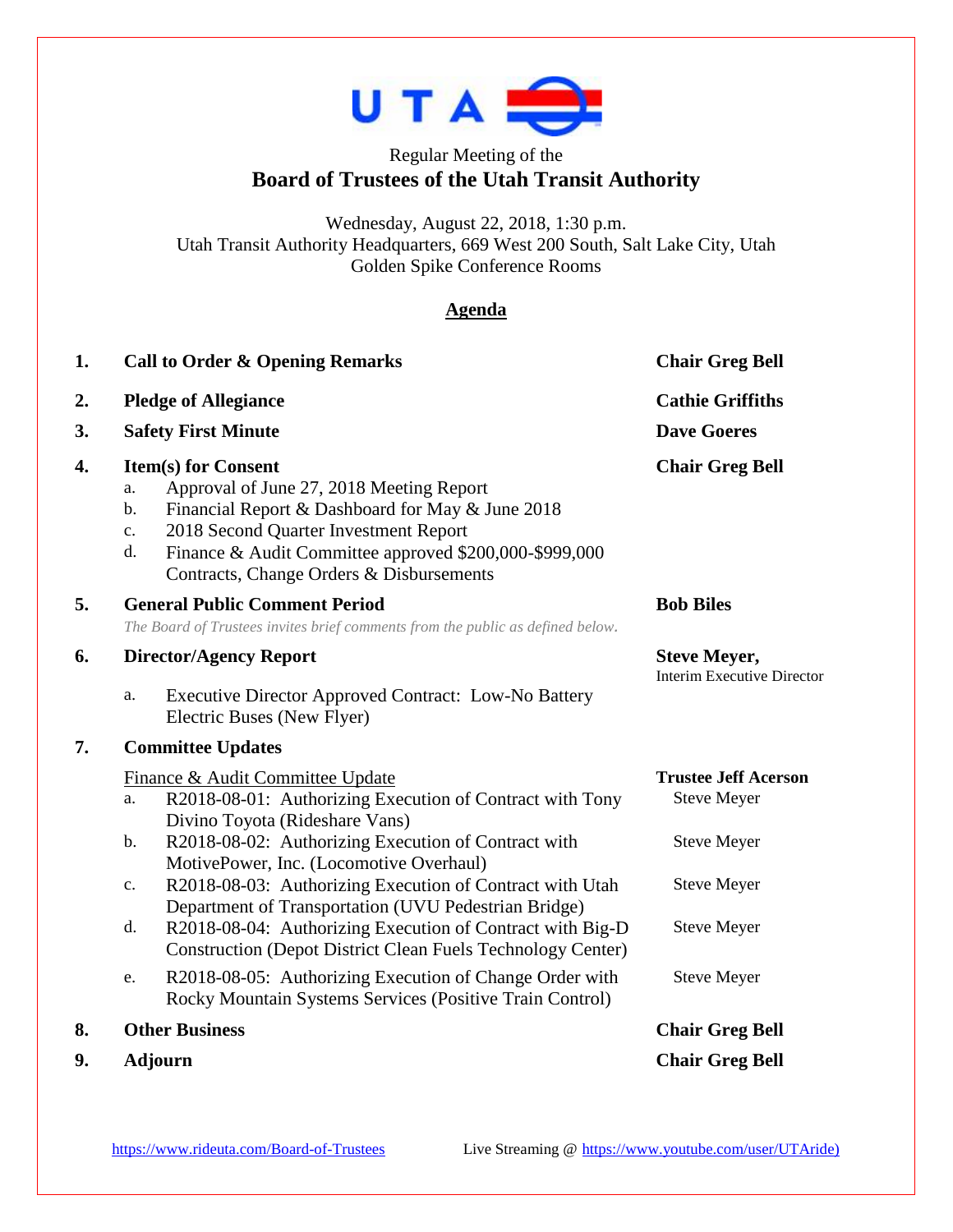UTA

Regular Meeting of the

# Board of Trustees of the Utah Transit Authority

Wednesday, August 22, 2018, 1:30 p.m.
Utah Transit Authority Headquarters, 669 West 200 South, Salt Lake City, Utah
Golden Spike Conference Rooms

## Agenda

1. **Call to Order & Opening Remarks** — **Chair Greg Bell**
2. **Pledge of Allegiance** — **Cathie Griffiths**
3. **Safety First Minute** — **Dave Goeres**
4. **Item(s) for Consent** — **Chair Greg Bell**
   a. Approval of June 27, 2018 Meeting Report
   b. Financial Report & Dashboard for May & June 2018
   c. 2018 Second Quarter Investment Report
   d. Finance & Audit Committee approved $200,000-$999,000 Contracts, Change Orders & Disbursements
5. **General Public Comment Period** — **Bob Biles**
   *The Board of Trustees invites brief comments from the public as defined below.*
6. **Director/Agency Report** — **Steve Meyer,** Interim Executive Director
   a. Executive Director Approved Contract: Low-No Battery Electric Buses (New Flyer)
7. **Committee Updates**

   Finance & Audit Committee Update — **Trustee Jeff Acerson**
   a. R2018-08-01: Authorizing Execution of Contract with Tony Divino Toyota (Rideshare Vans) — Steve Meyer
   b. R2018-08-02: Authorizing Execution of Contract with MotivePower, Inc. (Locomotive Overhaul) — Steve Meyer
   c. R2018-08-03: Authorizing Execution of Contract with Utah Department of Transportation (UVU Pedestrian Bridge) — Steve Meyer
   d. R2018-08-04: Authorizing Execution of Contract with Big-D Construction (Depot District Clean Fuels Technology Center) — Steve Meyer
   e. R2018-08-05: Authorizing Execution of Change Order with Rocky Mountain Systems Services (Positive Train Control) — Steve Meyer
8. **Other Business** — **Chair Greg Bell**
9. **Adjourn** — **Chair Greg Bell**

https://www.rideuta.com/Board-of-Trustees Live Streaming @ https://www.youtube.com/user/UTAride)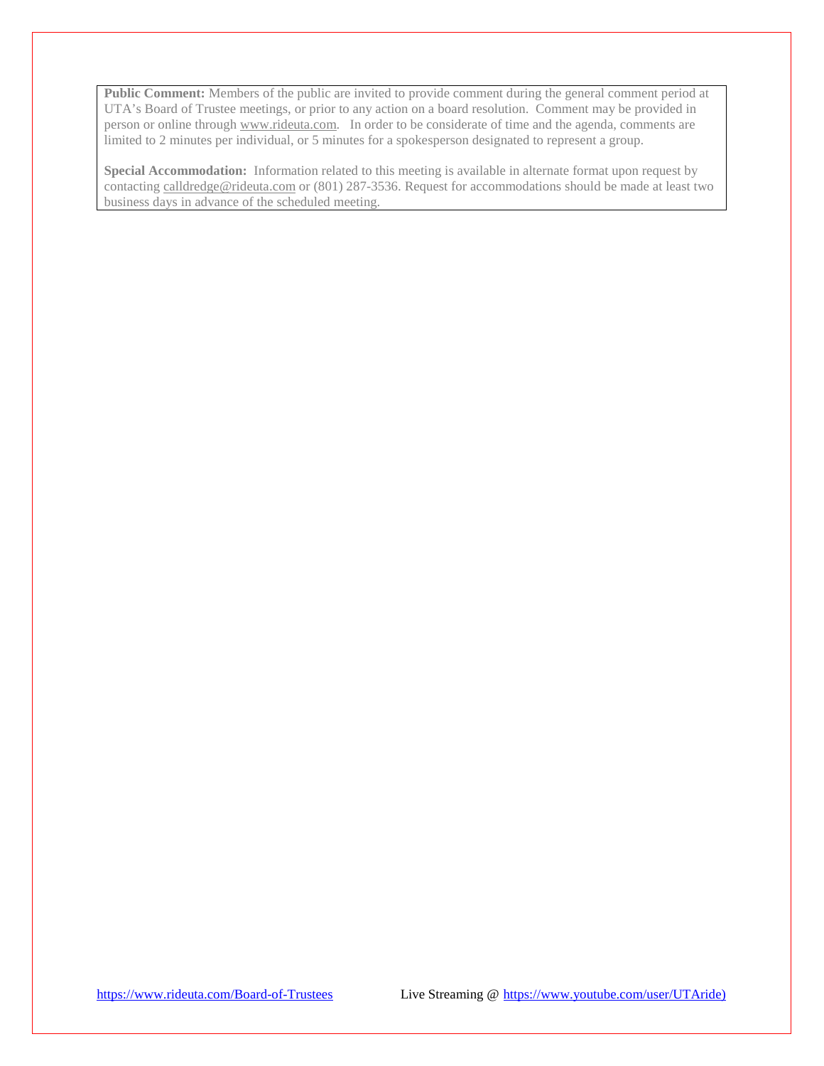**Public Comment:** Members of the public are invited to provide comment during the general comment period at UTA's Board of Trustee meetings, or prior to any action on a board resolution. Comment may be provided in person or online through www.rideuta.com. In order to be considerate of time and the agenda, comments are limited to 2 minutes per individual, or 5 minutes for a spokesperson designated to represent a group.

**Special Accommodation:** Information related to this meeting is available in alternate format upon request by contacting calldredge@rideuta.com or (801) 287-3536. Request for accommodations should be made at least two business days in advance of the scheduled meeting.

https://www.rideuta.com/Board-of-Trustees Live Streaming @ https://www.youtube.com/user/UTAride)